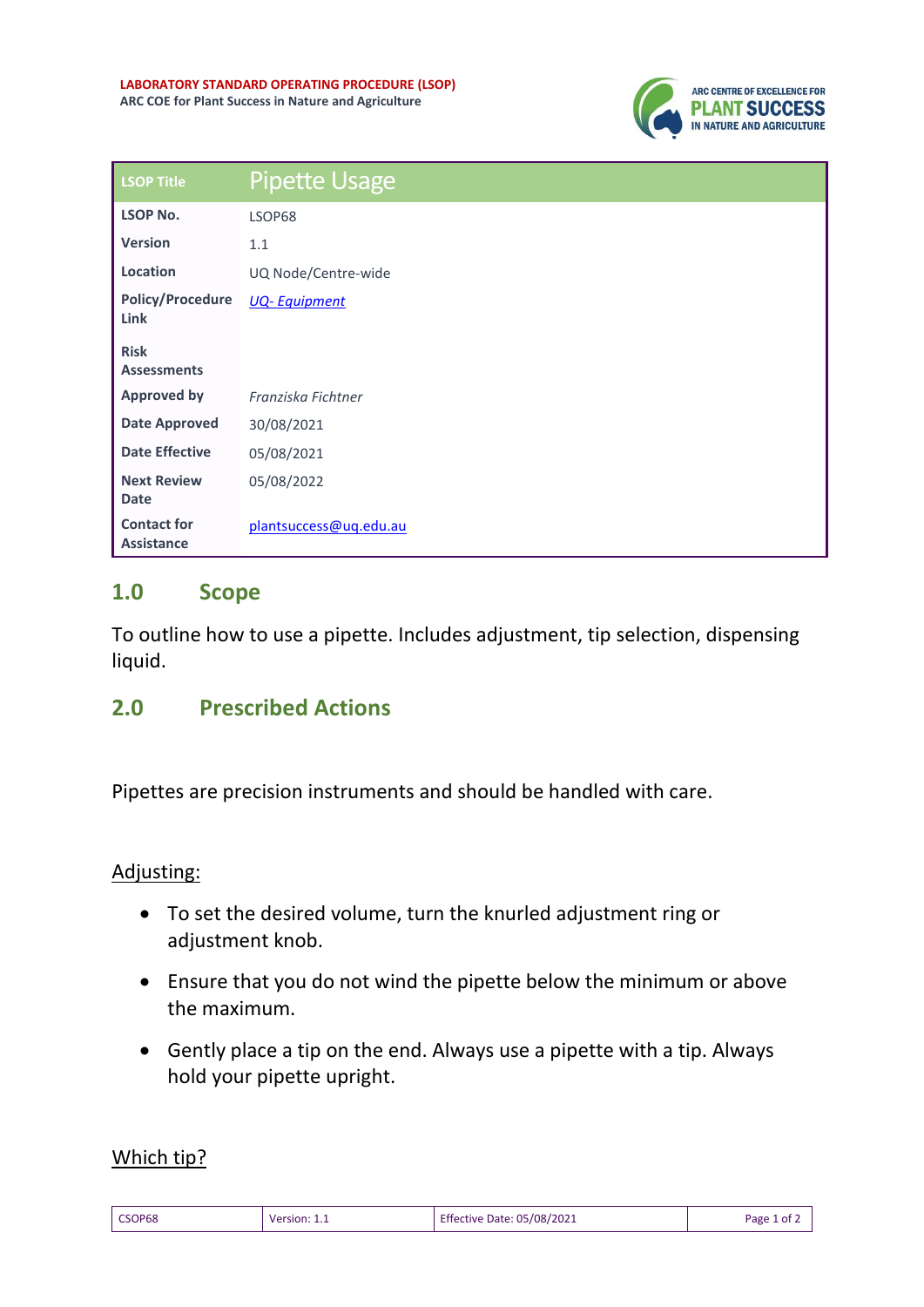**LABORATORY STANDARD OPERATING PROCEDURE (LSOP)**
**ARC COE for Plant Success in Nature and Agriculture**

| LSOP Title | Pipette Usage |
| --- | --- |
| **LSOP No.** | LSOP68 |
| **Version** | 1.1 |
| **Location** | UQ Node/Centre-wide |
| **Policy/Procedure Link** | *UQ- Equipment* |
| **Risk Assessments** | |
| **Approved by** | *Franziska Fichtner* |
| **Date Approved** | 30/08/2021 |
| **Date Effective** | 05/08/2021 |
| **Next Review Date** | 05/08/2022 |
| **Contact for Assistance** | plantsuccess@uq.edu.au |

## 1.0 Scope

To outline how to use a pipette. Includes adjustment, tip selection, dispensing liquid.

## 2.0 Prescribed Actions

Pipettes are precision instruments and should be handled with care.

Adjusting:

- To set the desired volume, turn the knurled adjustment ring or adjustment knob.
- Ensure that you do not wind the pipette below the minimum or above the maximum.
- Gently place a tip on the end. Always use a pipette with a tip. Always hold your pipette upright.

Which tip?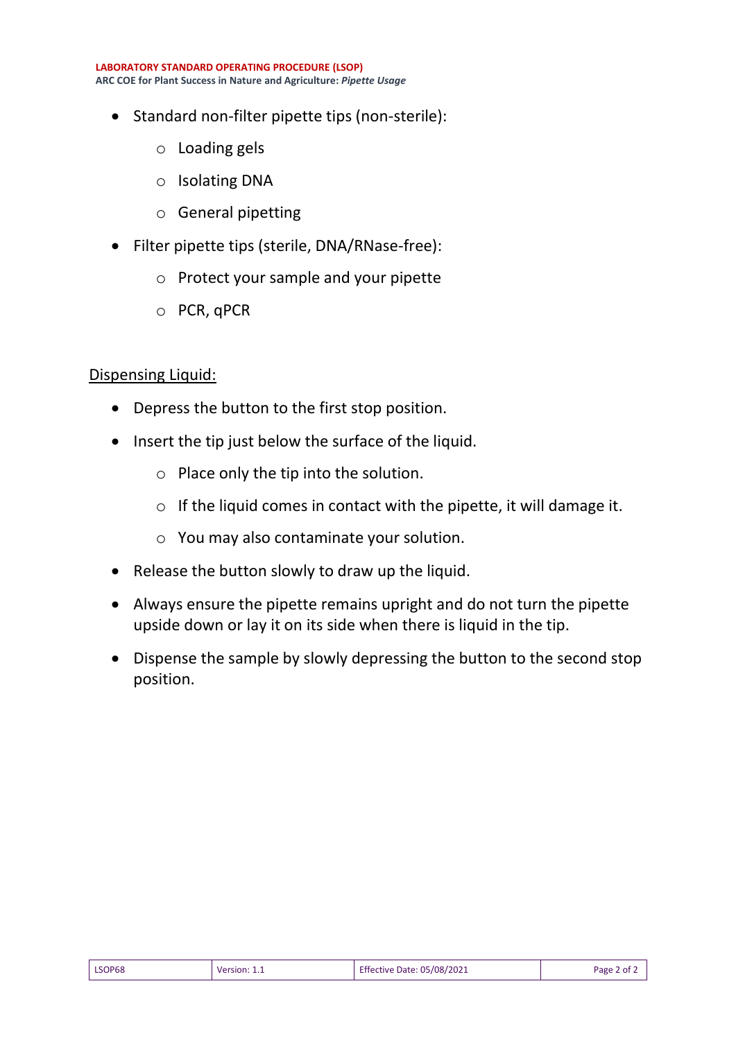- Standard non-filter pipette tips (non-sterile):
  - Loading gels
  - Isolating DNA
  - General pipetting
- Filter pipette tips (sterile, DNA/RNase-free):
  - Protect your sample and your pipette
  - PCR, qPCR

Dispensing Liquid:

- Depress the button to the first stop position.
- Insert the tip just below the surface of the liquid.
  - Place only the tip into the solution.
  - If the liquid comes in contact with the pipette, it will damage it.
  - You may also contaminate your solution.
- Release the button slowly to draw up the liquid.
- Always ensure the pipette remains upright and do not turn the pipette upside down or lay it on its side when there is liquid in the tip.
- Dispense the sample by slowly depressing the button to the second stop position.